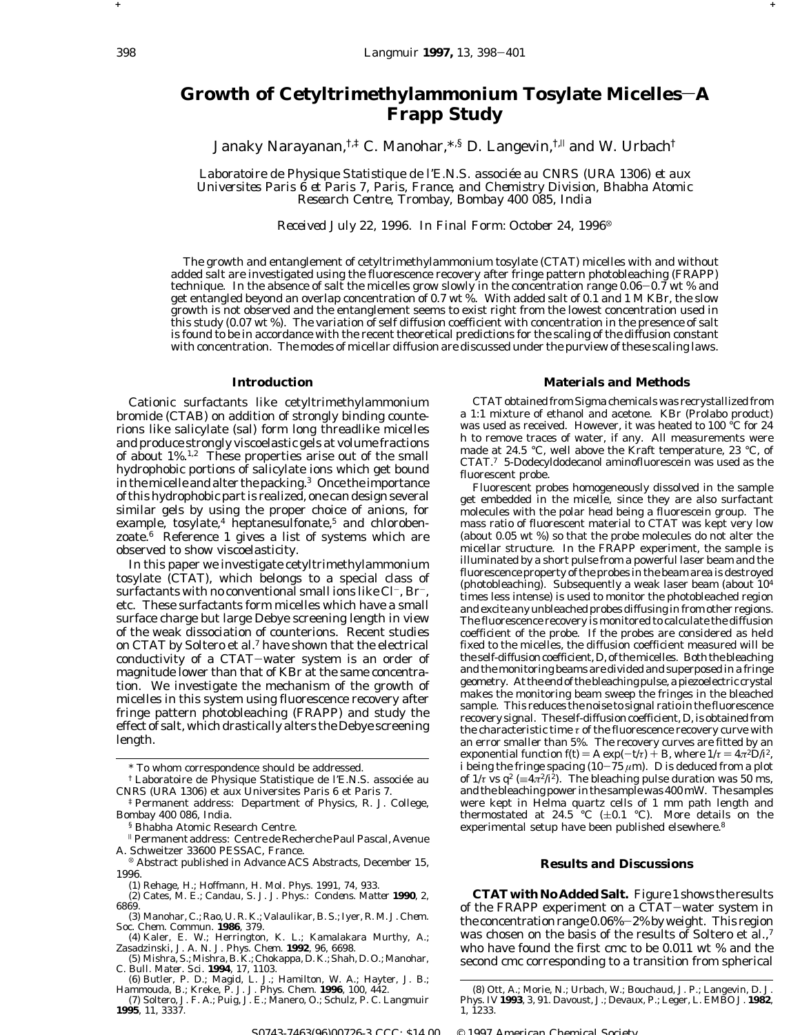# Growth of Cetyltrimethylammonium Tosylate Micelles—A Frapp Study

Janaky Narayanan,[†,‡] C. Manohar,[*,§] D. Langevin,[†,∥] and W. Urbach[†]

*Laboratoire de Physique Statistique de l'E.N.S. associée au CNRS (URA 1306) et aux Universites Paris 6 et Paris 7, Paris, France, and Chemistry Division, Bhabha Atomic Research Centre, Trombay, Bombay 400 085, India*

*Received July 22, 1996. In Final Form: October 24, 1996*[⊗]

The growth and entanglement of cetyltrimethylammonium tosylate (CTAT) micelles with and without added salt are investigated using the fluorescence recovery after fringe pattern photobleaching (FRAPP) technique. In the absence of salt the micelles grow slowly in the concentration range 0.06–0.7 wt % and get entangled beyond an overlap concentration of 0.7 wt %. With added salt of 0.1 and 1 M KBr, the slow growth is not observed and the entanglement seems to exist right from the lowest concentration used in this study (0.07 wt %). The variation of self diffusion coefficient with concentration in the presence of salt is found to be in accordance with the recent theoretical predictions for the scaling of the diffusion constant with concentration. The modes of micellar diffusion are discussed under the purview of these scaling laws.

## Introduction

Cationic surfactants like cetyltrimethylammonium bromide (CTAB) on addition of strongly binding counterions like salicylate (sal) form long threadlike micelles and produce strongly viscoelastic gels at volume fractions of about 1%.[1,2] These properties arise out of the small hydrophobic portions of salicylate ions which get bound in the micelle and alter the packing.[3] Once the importance of this hydrophobic part is realized, one can design several similar gels by using the proper choice of anions, for example, tosylate,[4] heptanesulfonate,[5] and chlorobenzoate.[6] Reference 1 gives a list of systems which are observed to show viscoelasticity.

In this paper we investigate cetyltrimethylammonium tosylate (CTAT), which belongs to a special class of surfactants with no conventional small ions like $Cl^-$, $Br^-$, etc. These surfactants form micelles which have a small surface charge but large Debye screening length in view of the weak dissociation of counterions. Recent studies on CTAT by Soltero et al.[7] have shown that the electrical conductivity of a CTAT–water system is an order of magnitude lower than that of KBr at the same concentration. We investigate the mechanism of the growth of micelles in this system using fluorescence recovery after fringe pattern photobleaching (FRAPP) and study the effect of salt, which drastically alters the Debye screening length.

## Materials and Methods

CTAT obtained from Sigma chemicals was recrystallized from a 1:1 mixture of ethanol and acetone. KBr (Prolabo product) was used as received. However, it was heated to 100 °C for 24 h to remove traces of water, if any. All measurements were made at 24.5 °C, well above the Kraft temperature, 23 °C, of CTAT.[7] 5-Dodecyldodecanol aminofluorescein was used as the fluorescent probe.

Fluorescent probes homogeneously dissolved in the sample get embedded in the micelle, since they are also surfactant molecules with the polar head being a fluorescein group. The mass ratio of fluorescent material to CTAT was kept very low (about 0.05 wt %) so that the probe molecules do not alter the micellar structure. In the FRAPP experiment, the sample is illuminated by a short pulse from a powerful laser beam and the fluorescence property of the probes in the beam area is destroyed (photobleaching). Subsequently a weak laser beam (about $10^4$ times less intense) is used to monitor the photobleached region and excite any unbleached probes diffusing in from other regions. The fluorescence recovery is monitored to calculate the diffusion coefficient of the probe. If the probes are considered as held fixed to the micelles, the diffusion coefficient measured will be the self-diffusion coefficient, *D*, of the micelles. Both the bleaching and the monitoring beams are divided and superposed in a fringe geometry. At the end of the bleaching pulse, a piezoelectric crystal makes the monitoring beam sweep the fringes in the bleached sample. This reduces the noise to signal ratio in the fluorescence recovery signal. The self-diffusion coefficient, *D*, is obtained from the characteristic time $\tau$ of the fluorescence recovery curve with an error smaller than 5%. The recovery curves are fitted by an exponential function $f(t) = A \exp(-t/\tau) + B$, where $1/\tau = 4\pi^2 D/i^2$, *i* being the fringe spacing (10–75 $\mu$m). *D* is deduced from a plot of $1/\tau$ vs $q^2$ ($\equiv 4\pi^2/i^2$). The bleaching pulse duration was 50 ms, and the bleaching power in the sample was 400 mW. The samples were kept in Helma quartz cells of 1 mm path length and thermostated at 24.5 °C (±0.1 °C). More details on the experimental setup have been published elsewhere.[8]

## Results and Discussions

**CTAT with No Added Salt.** Figure 1 shows the results of the FRAPP experiment on a CTAT–water system in the concentration range 0.06%–2% by weight. This region was chosen on the basis of the results of Soltero et al.,[7] who have found the first cmc to be 0.011 wt % and the second cmc corresponding to a transition from spherical

---

\* To whom correspondence should be addressed.

† Laboratoire de Physique Statistique de l'E.N.S. associée au CNRS (URA 1306) et aux Universites Paris 6 et Paris 7.

‡ Permanent address: Department of Physics, R. J. College, Bombay 400 086, India.

§ Bhabha Atomic Research Centre.

∥ Permanent address: Centre de Recherche Paul Pascal, Avenue A. Schweitzer 33600 PESSAC, France.

⊗ Abstract published in *Advance ACS Abstracts,* December 15, 1996.

(1) Rehage, H.; Hoffmann, H. *Mol. Phys.* 1991, *74*, 933.

(2) Cates, M. E.; Candau, S. J. *J. Phys.: Condens. Matter* **1990**, *2*, 6869.

(3) Manohar, C.; Rao, U. R. K.; Valaulikar, B. S.; Iyer, R. M. *J. Chem. Soc. Chem. Commun.* **1986**, 379.

(4) Kaler, E. W.; Herrington, K. L.; Kamalakara Murthy, A.; Zasadzinski, J. A. N. *J. Phys. Chem.* **1992**, *96*, 6698.

(5) Mishra, S.; Mishra, B. K.; Chokappa, D. K.; Shah, D. O.; Manohar, C. *Bull. Mater. Sci.* **1994**, *17*, 1103.

(6) Butler, P. D.; Magid, L. J.; Hamilton, W. A.; Hayter, J. B.; Hammouda, B.; Kreke, P. J. *J. Phys. Chem.* **1996**, *100*, 442.

(7) Soltero, J. F. A.; Puig, J. E.; Manero, O.; Schulz, P. C. *Langmuir* **1995**, *11*, 3337.

(8) Ott, A.; Morie, N.; Urbach, W.; Bouchaud, J. P.; Langevin, D. *J. Phys. IV* **1993**, *3*, 91. Davoust, J.; Devaux, P.; Leger, L. *EMBO J.* **1982**, *1*, 1233.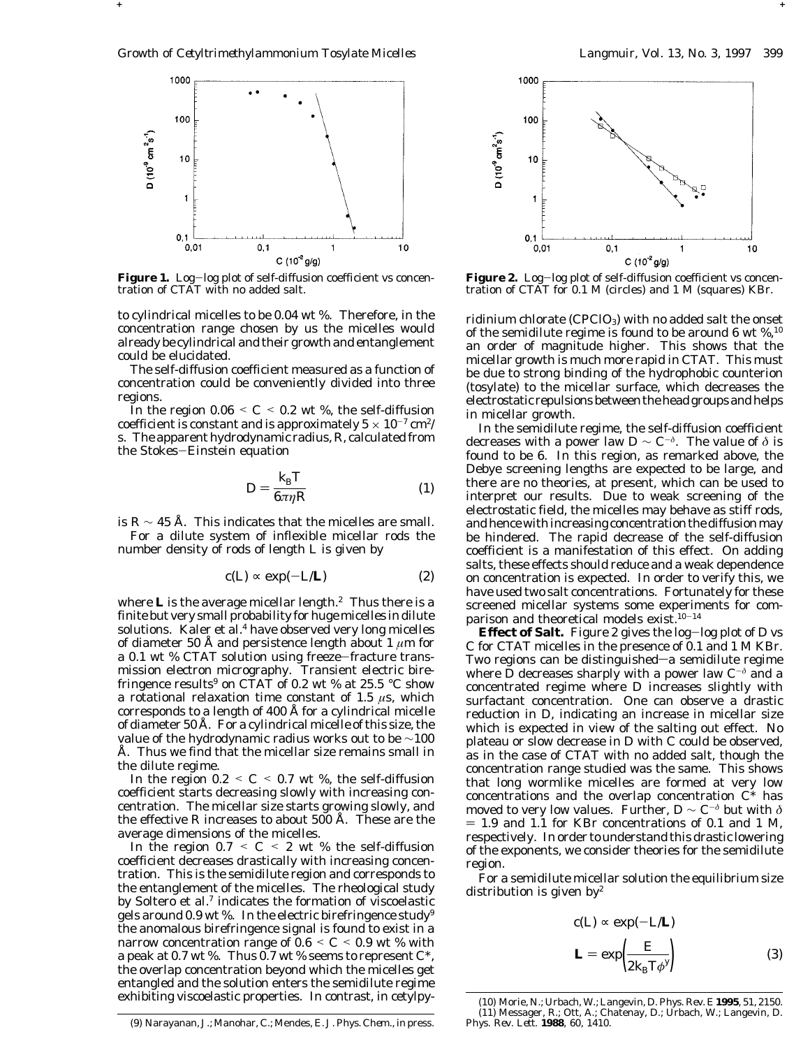**Figure 1.** Log–log plot of self-diffusion coefficient vs concentration of CTAT with no added salt.

**Figure 2.** Log–log plot of self-diffusion coefficient vs concentration of CTAT for 0.1 M (circles) and 1 M (squares) KBr.

to cylindrical micelles to be 0.04 wt %. Therefore, in the concentration range chosen by us the micelles would already be cylindrical and their growth and entanglement could be elucidated.

The self-diffusion coefficient measured as a function of concentration could be conveniently divided into three regions.

In the region $0.06 < C < 0.2$ wt %, the self-diffusion coefficient is constant and is approximately $5 \times 10^{-7}$ cm$^2$/s. The apparent hydrodynamic radius, $R$, calculated from the Stokes–Einstein equation

$$D = \frac{k_B T}{6\pi\eta R} \tag{1}$$

is $R \sim 45$ Å. This indicates that the micelles are small.

For a dilute system of inflexible micellar rods the number density of rods of length $L$ is given by

$$c(L) \propto \exp(-L/\mathbf{L}) \tag{2}$$

where $\mathbf{L}$ is the average micellar length.[2] Thus there is a finite but very small probability for huge micelles in dilute solutions. Kaler et al.[4] have observed very long micelles of diameter 50 Å and persistence length about 1 $\mu$m for a 0.1 wt % CTAT solution using freeze–fracture transmission electron micrography. Transient electric birefringence results[9] on CTAT of 0.2 wt % at 25.5 °C show a rotational relaxation time constant of 1.5 $\mu$s, which corresponds to a length of 400 Å for a cylindrical micelle of diameter 50 Å. For a cylindrical micelle of this size, the value of the hydrodynamic radius works out to be $\sim$100 Å. Thus we find that the micellar size remains small in the dilute regime.

In the region $0.2 < C < 0.7$ wt %, the self-diffusion coefficient starts decreasing slowly with increasing concentration. The micellar size starts growing slowly, and the effective $R$ increases to about 500 Å. These are the average dimensions of the micelles.

In the region $0.7 < C < 2$ wt % the self-diffusion coefficient decreases drastically with increasing concentration. This is the semidilute region and corresponds to the entanglement of the micelles. The rheological study by Soltero et al.[7] indicates the formation of viscoelastic gels around 0.9 wt %. In the electric birefringence study[9] the anomalous birefringence signal is found to exist in a narrow concentration range of $0.6 < C < 0.9$ wt % with a peak at 0.7 wt %. Thus 0.7 wt % seems to represent $C^*$, the overlap concentration beyond which the micelles get entangled and the solution enters the semidilute regime exhibiting viscoelastic properties. In contrast, in cetylpyridinium chlorate ($CPClO_3$) with no added salt the onset of the semidilute regime is found to be around 6 wt %,[10] an order of magnitude higher. This shows that the micellar growth is much more rapid in CTAT. This must be due to strong binding of the hydrophobic counterion (tosylate) to the micellar surface, which decreases the electrostatic repulsions between the head groups and helps in micellar growth.

In the semidilute regime, the self-diffusion coefficient decreases with a power law $D \sim C^{-\delta}$. The value of $\delta$ is found to be 6. In this region, as remarked above, the Debye screening lengths are expected to be large, and there are no theories, at present, which can be used to interpret our results. Due to weak screening of the electrostatic field, the micelles may behave as stiff rods, and hence with increasing concentration the diffusion may be hindered. The rapid decrease of the self-diffusion coefficient is a manifestation of this effect. On adding salts, these effects should reduce and a weak dependence on concentration is expected. In order to verify this, we have used two salt concentrations. Fortunately for these screened micellar systems some experiments for comparison and theoretical models exist.[10–14]

**Effect of Salt.** Figure 2 gives the log–log plot of $D$ vs $C$ for CTAT micelles in the presence of 0.1 and 1 M KBr. Two regions can be distinguished—a semidilute regime where $D$ decreases sharply with a power law $C^{-\delta}$ and a concentrated regime where $D$ increases slightly with surfactant concentration. One can observe a drastic reduction in $D$, indicating an increase in micellar size which is expected in view of the salting out effect. No plateau or slow decrease in $D$ with $C$ could be observed, as in the case of CTAT with no added salt, though the concentration range studied was the same. This shows that long wormlike micelles are formed at very low concentrations and the overlap concentration $C^*$ has moved to very low values. Further, $D \sim C^{-\delta}$ but with $\delta = 1.9$ and 1.1 for KBr concentrations of 0.1 and 1 M, respectively. In order to understand this drastic lowering of the exponents, we consider theories for the semidilute region.

For a semidilute micellar solution the equilibrium size distribution is given by[2]

$$c(L) \propto \exp(-L/\mathbf{L})$$
$$\mathbf{L} = \exp\left(\frac{E}{2k_B T \phi^y}\right) \tag{3}$$

(9) Narayanan, J.; Manohar, C.; Mendes, E. *J. Phys. Chem.*, in press.

(10) Morie, N.; Urbach, W.; Langevin, D. *Phys. Rev. E* **1995**, *51*, 2150.

(11) Messager, R.; Ott, A.; Chatenay, D.; Urbach, W.; Langevin, D. *Phys. Rev. Lett.* **1988**, *60*, 1410.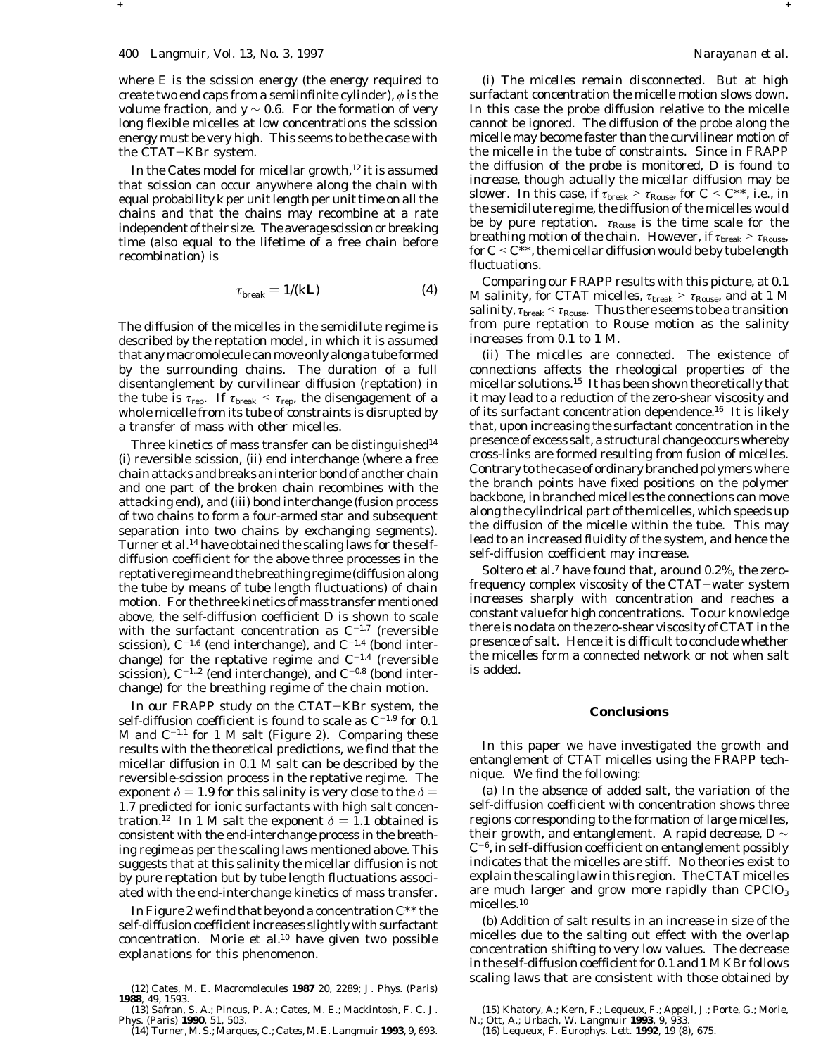where $E$ is the scission energy (the energy required to create two end caps from a semiinfinite cylinder), $\phi$ is the volume fraction, and $y \sim 0.6$. For the formation of very long flexible micelles at low concentrations the scission energy must be very high. This seems to be the case with the CTAT−KBr system.

In the Cates model for micellar growth,[12] it is assumed that scission can occur anywhere along the chain with equal probability $k$ per unit length per unit time on all the chains and that the chains may recombine at a rate independent of their size. The average scission or breaking time (also equal to the lifetime of a free chain before recombination) is

$$\tau_{break} = 1/(k\mathbf{L}) \tag{4}$$

The diffusion of the micelles in the semidilute regime is described by the reptation model, in which it is assumed that any macromolecule can move only along a tube formed by the surrounding chains. The duration of a full disentanglement by curvilinear diffusion (reptation) in the tube is $\tau_{rep}$. If $\tau_{break} < \tau_{rep}$, the disengagement of a whole micelle from its tube of constraints is disrupted by a transfer of mass with other micelles.

Three kinetics of mass transfer can be distinguished[14] (i) reversible scission, (ii) end interchange (where a free chain attacks and breaks an interior bond of another chain and one part of the broken chain recombines with the attacking end), and (iii) bond interchange (fusion process of two chains to form a four-armed star and subsequent separation into two chains by exchanging segments). Turner et al.[14] have obtained the scaling laws for the self-diffusion coefficient for the above three processes in the reptative regime and the breathing regime (diffusion along the tube by means of tube length fluctuations) of chain motion. For the three kinetics of mass transfer mentioned above, the self-diffusion coefficient $D$ is shown to scale with the surfactant concentration as $C^{-1.7}$ (reversible scission), $C^{-1.6}$ (end interchange), and $C^{-1.4}$ (bond interchange) for the reptative regime and $C^{-1.4}$ (reversible scission), $C^{-1..2}$ (end interchange), and $C^{-0.8}$ (bond interchange) for the breathing regime of the chain motion.

In our FRAPP study on the CTAT−KBr system, the self-diffusion coefficient is found to scale as $C^{-1.9}$ for 0.1 M and $C^{-1.1}$ for 1 M salt (Figure 2). Comparing these results with the theoretical predictions, we find that the micellar diffusion in 0.1 M salt can be described by the reversible-scission process in the reptative regime. The exponent $\delta = 1.9$ for this salinity is very close to the $\delta = 1.7$ predicted for ionic surfactants with high salt concentration.[12] In 1 M salt the exponent $\delta = 1.1$ obtained is consistent with the end-interchange process in the breathing regime as per the scaling laws mentioned above. This suggests that at this salinity the micellar diffusion is not by pure reptation but by tube length fluctuations associated with the end-interchange kinetics of mass transfer.

In Figure 2 we find that beyond a concentration $C^{**}$ the self-diffusion coefficient increases slightly with surfactant concentration. Morie et al.[10] have given two possible explanations for this phenomenon.

(i) *The micelles remain disconnected.* But at high surfactant concentration the micelle motion slows down. In this case the probe diffusion relative to the micelle cannot be ignored. The diffusion of the probe along the micelle may become faster than the curvilinear motion of the micelle in the tube of constraints. Since in FRAPP the diffusion of the probe is monitored, $D$ is found to increase, though actually the micellar diffusion may be slower. In this case, if $\tau_{break} > \tau_{Rouse}$, for $C < C^{**}$, i.e., in the semidilute regime, the diffusion of the micelles would be by pure reptation. $\tau_{Rouse}$ is the time scale for the breathing motion of the chain. However, if $\tau_{break} > \tau_{Rouse}$, for $C < C^{**}$, the micellar diffusion would be by tube length fluctuations.

Comparing our FRAPP results with this picture, at 0.1 M salinity, for CTAT micelles, $\tau_{break} > \tau_{Rouse}$, and at 1 M salinity, $\tau_{break} < \tau_{Rouse}$. Thus there seems to be a transition from pure reptation to Rouse motion as the salinity increases from 0.1 to 1 M.

(ii) *The micelles are connected.* The existence of connections affects the rheological properties of the micellar solutions.[15] It has been shown theoretically that it may lead to a reduction of the zero-shear viscosity and of its surfactant concentration dependence.[16] It is likely that, upon increasing the surfactant concentration in the presence of excess salt, a structural change occurs whereby cross-links are formed resulting from fusion of micelles. Contrary to the case of ordinary branched polymers where the branch points have fixed positions on the polymer backbone, in branched micelles the connections can move along the cylindrical part of the micelles, which speeds up the diffusion of the micelle within the tube. This may lead to an increased fluidity of the system, and hence the self-diffusion coefficient may increase.

Soltero et al.[7] have found that, around 0.2%, the zero-frequency complex viscosity of the CTAT−water system increases sharply with concentration and reaches a constant value for high concentrations. To our knowledge there is no data on the zero-shear viscosity of CTAT in the presence of salt. Hence it is difficult to conclude whether the micelles form a connected network or not when salt is added.

## Conclusions

In this paper we have investigated the growth and entanglement of CTAT micelles using the FRAPP technique. We find the following:

(a) In the absence of added salt, the variation of the self-diffusion coefficient with concentration shows three regions corresponding to the formation of large micelles, their growth, and entanglement. A rapid decrease, $D \sim C^{-6}$, in self-diffusion coefficient on entanglement possibly indicates that the micelles are stiff. No theories exist to explain the scaling law in this region. The CTAT micelles are much larger and grow more rapidly than $CPClO_3$ micelles.[10]

(b) Addition of salt results in an increase in size of the micelles due to the salting out effect with the overlap concentration shifting to very low values. The decrease in the self-diffusion coefficient for 0.1 and 1 M KBr follows scaling laws that are consistent with those obtained by

(12) Cates, M. E. *Macromolecules* **1987** 20, 2289; *J. Phys. (Paris)* **1988**, 49, 1593.

(13) Safran, S. A.; Pincus, P. A.; Cates, M. E.; Mackintosh, F. C. *J. Phys. (Paris)* **1990**, 51, 503.

(14) Turner, M. S.; Marques, C.; Cates, M. E. *Langmuir* **1993**, 9, 693.

(15) Khatory, A.; Kern, F.; Lequeux, F.; Appell, J.; Porte, G.; Morie, N.; Ott, A.; Urbach, W. *Langmuir* **1993**, 9, 933.

(16) Lequeux, F. *Europhys. Lett.* **1992**, 19 (8), 675.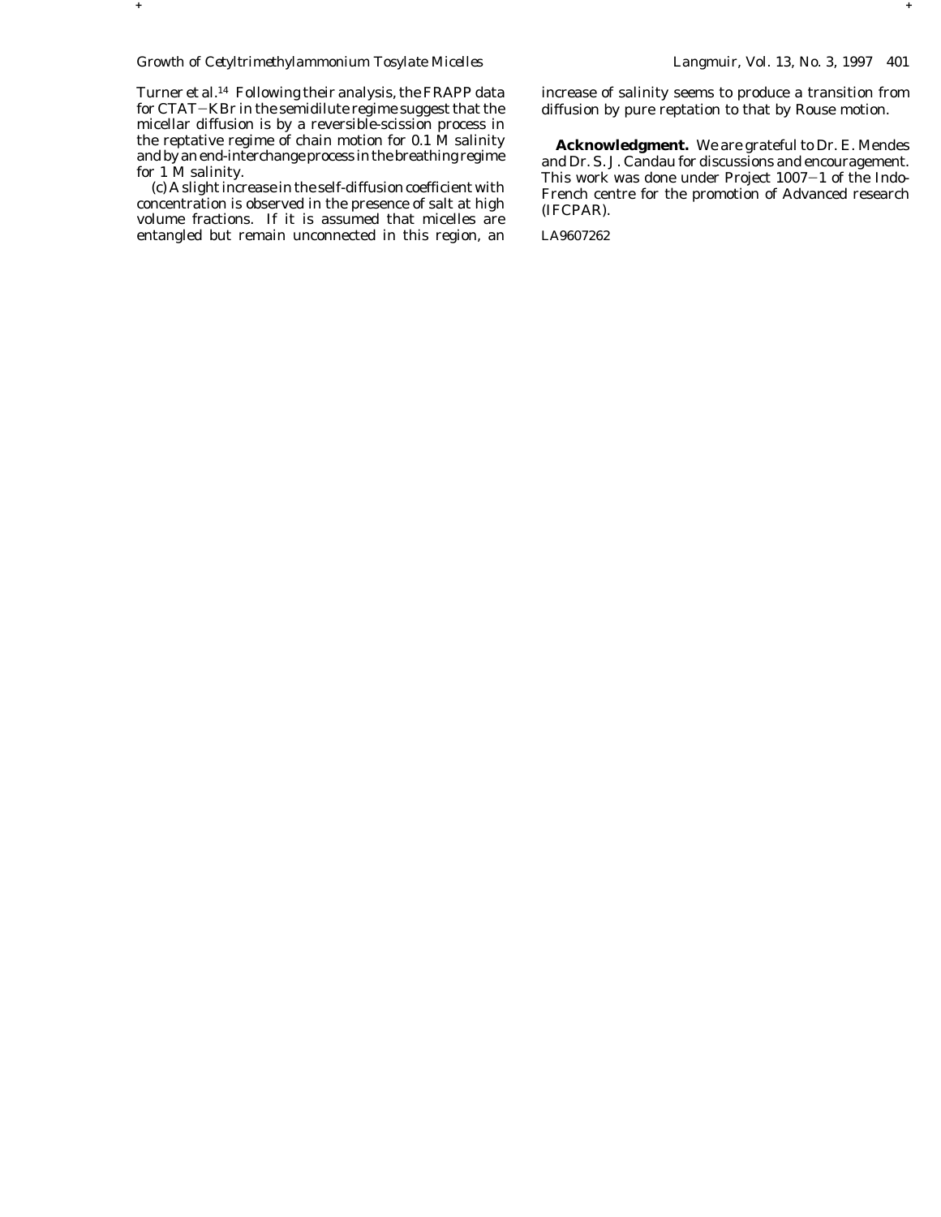Turner et al.[14] Following their analysis, the FRAPP data for CTAT−KBr in the semidilute regime suggest that the micellar diffusion is by a reversible-scission process in the reptative regime of chain motion for 0.1 M salinity and by an end-interchange process in the breathing regime for 1 M salinity.

(c) A slight increase in the self-diffusion coefficient with concentration is observed in the presence of salt at high volume fractions. If it is assumed that micelles are entangled but remain unconnected in this region, an increase of salinity seems to produce a transition from diffusion by pure reptation to that by Rouse motion.

**Acknowledgment.** We are grateful to Dr. E. Mendes and Dr. S. J. Candau for discussions and encouragement. This work was done under Project 1007−1 of the Indo-French centre for the promotion of Advanced research (IFCPAR).

LA9607262